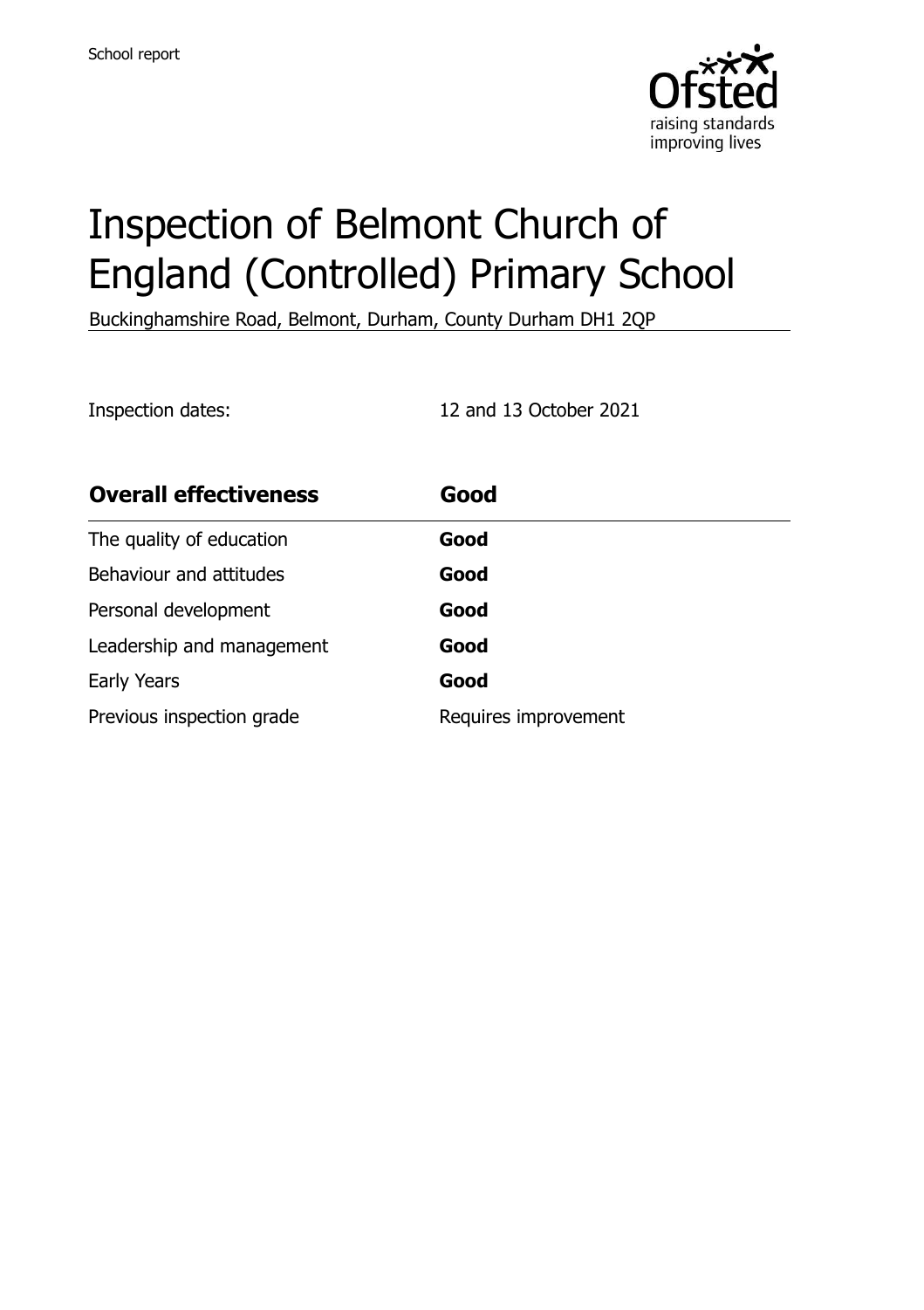School report

# Inspection of Belmont Church of England (Controlled) Primary School

Buckinghamshire Road, Belmont, Durham, County Durham DH1 2QP

Inspection dates: 12 and 13 October 2021

| **Overall effectiveness** | **Good** |
| --- | --- |
| The quality of education | **Good** |
| Behaviour and attitudes | **Good** |
| Personal development | **Good** |
| Leadership and management | **Good** |
| Early Years | **Good** |
| Previous inspection grade | Requires improvement |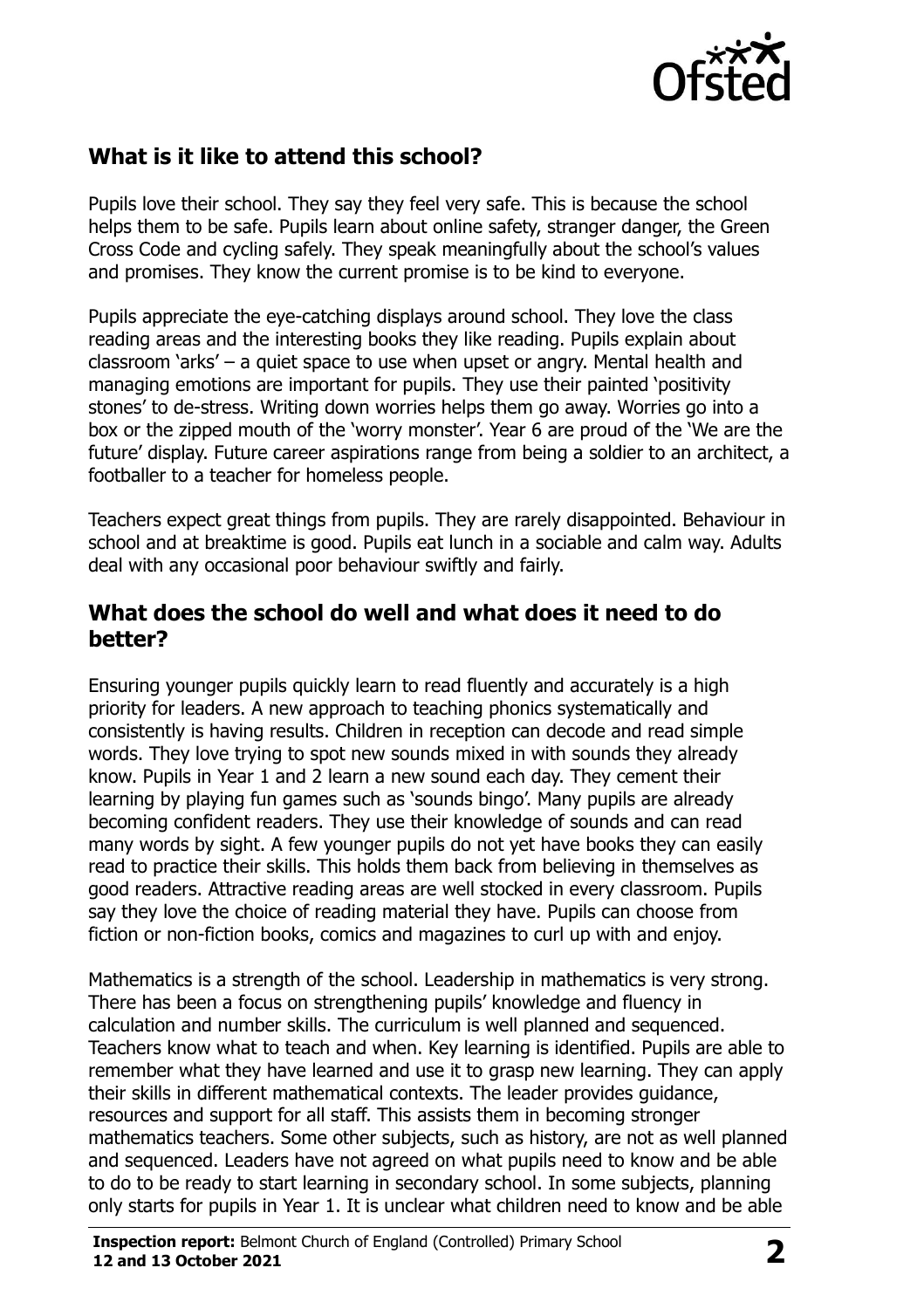## What is it like to attend this school?

Pupils love their school. They say they feel very safe. This is because the school helps them to be safe. Pupils learn about online safety, stranger danger, the Green Cross Code and cycling safely. They speak meaningfully about the school's values and promises. They know the current promise is to be kind to everyone.

Pupils appreciate the eye-catching displays around school. They love the class reading areas and the interesting books they like reading. Pupils explain about classroom 'arks' – a quiet space to use when upset or angry. Mental health and managing emotions are important for pupils. They use their painted 'positivity stones' to de-stress. Writing down worries helps them go away. Worries go into a box or the zipped mouth of the 'worry monster'. Year 6 are proud of the 'We are the future' display. Future career aspirations range from being a soldier to an architect, a footballer to a teacher for homeless people.

Teachers expect great things from pupils. They are rarely disappointed. Behaviour in school and at breaktime is good. Pupils eat lunch in a sociable and calm way. Adults deal with any occasional poor behaviour swiftly and fairly.

## What does the school do well and what does it need to do better?

Ensuring younger pupils quickly learn to read fluently and accurately is a high priority for leaders. A new approach to teaching phonics systematically and consistently is having results. Children in reception can decode and read simple words. They love trying to spot new sounds mixed in with sounds they already know. Pupils in Year 1 and 2 learn a new sound each day. They cement their learning by playing fun games such as 'sounds bingo'. Many pupils are already becoming confident readers. They use their knowledge of sounds and can read many words by sight. A few younger pupils do not yet have books they can easily read to practice their skills. This holds them back from believing in themselves as good readers. Attractive reading areas are well stocked in every classroom. Pupils say they love the choice of reading material they have. Pupils can choose from fiction or non-fiction books, comics and magazines to curl up with and enjoy.

Mathematics is a strength of the school. Leadership in mathematics is very strong. There has been a focus on strengthening pupils' knowledge and fluency in calculation and number skills. The curriculum is well planned and sequenced. Teachers know what to teach and when. Key learning is identified. Pupils are able to remember what they have learned and use it to grasp new learning. They can apply their skills in different mathematical contexts. The leader provides guidance, resources and support for all staff. This assists them in becoming stronger mathematics teachers. Some other subjects, such as history, are not as well planned and sequenced. Leaders have not agreed on what pupils need to know and be able to do to be ready to start learning in secondary school. In some subjects, planning only starts for pupils in Year 1. It is unclear what children need to know and be able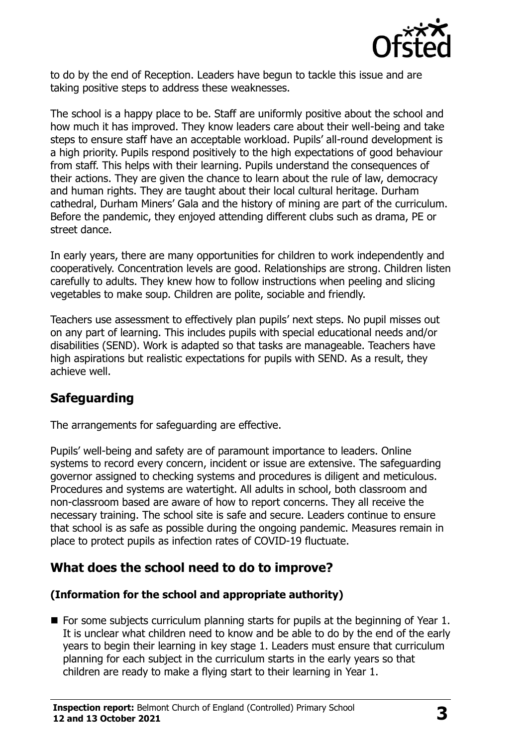to do by the end of Reception. Leaders have begun to tackle this issue and are taking positive steps to address these weaknesses.

The school is a happy place to be. Staff are uniformly positive about the school and how much it has improved. They know leaders care about their well-being and take steps to ensure staff have an acceptable workload. Pupils' all-round development is a high priority. Pupils respond positively to the high expectations of good behaviour from staff. This helps with their learning. Pupils understand the consequences of their actions. They are given the chance to learn about the rule of law, democracy and human rights. They are taught about their local cultural heritage. Durham cathedral, Durham Miners' Gala and the history of mining are part of the curriculum. Before the pandemic, they enjoyed attending different clubs such as drama, PE or street dance.

In early years, there are many opportunities for children to work independently and cooperatively. Concentration levels are good. Relationships are strong. Children listen carefully to adults. They knew how to follow instructions when peeling and slicing vegetables to make soup. Children are polite, sociable and friendly.

Teachers use assessment to effectively plan pupils' next steps. No pupil misses out on any part of learning. This includes pupils with special educational needs and/or disabilities (SEND). Work is adapted so that tasks are manageable. Teachers have high aspirations but realistic expectations for pupils with SEND. As a result, they achieve well.

## Safeguarding

The arrangements for safeguarding are effective.

Pupils' well-being and safety are of paramount importance to leaders. Online systems to record every concern, incident or issue are extensive. The safeguarding governor assigned to checking systems and procedures is diligent and meticulous. Procedures and systems are watertight. All adults in school, both classroom and non-classroom based are aware of how to report concerns. They all receive the necessary training. The school site is safe and secure. Leaders continue to ensure that school is as safe as possible during the ongoing pandemic. Measures remain in place to protect pupils as infection rates of COVID-19 fluctuate.

## What does the school need to do to improve?

### (Information for the school and appropriate authority)

- For some subjects curriculum planning starts for pupils at the beginning of Year 1. It is unclear what children need to know and be able to do by the end of the early years to begin their learning in key stage 1. Leaders must ensure that curriculum planning for each subject in the curriculum starts in the early years so that children are ready to make a flying start to their learning in Year 1.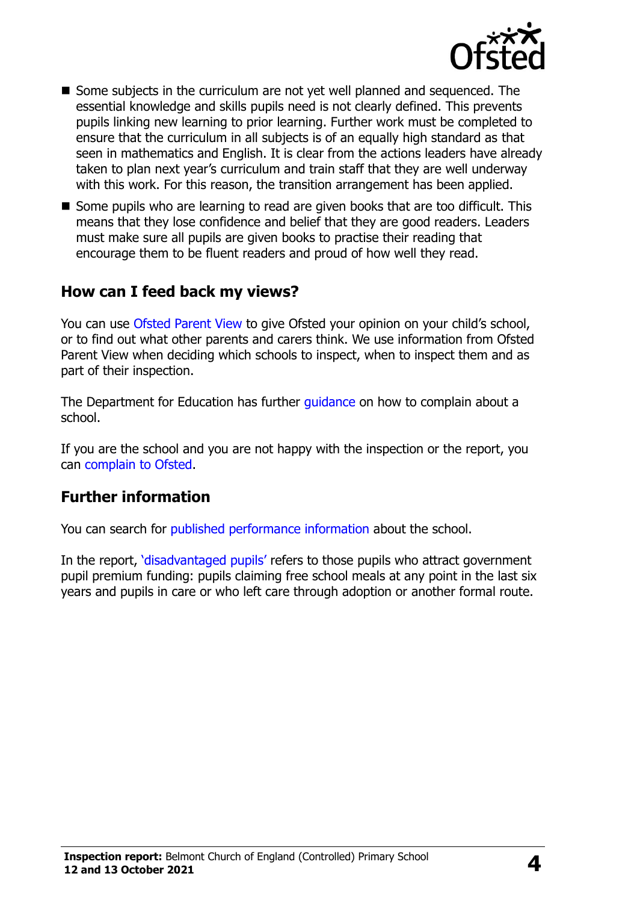- Some subjects in the curriculum are not yet well planned and sequenced. The essential knowledge and skills pupils need is not clearly defined. This prevents pupils linking new learning to prior learning. Further work must be completed to ensure that the curriculum in all subjects is of an equally high standard as that seen in mathematics and English. It is clear from the actions leaders have already taken to plan next year's curriculum and train staff that they are well underway with this work. For this reason, the transition arrangement has been applied.
- Some pupils who are learning to read are given books that are too difficult. This means that they lose confidence and belief that they are good readers. Leaders must make sure all pupils are given books to practise their reading that encourage them to be fluent readers and proud of how well they read.

## How can I feed back my views?

You can use Ofsted Parent View to give Ofsted your opinion on your child's school, or to find out what other parents and carers think. We use information from Ofsted Parent View when deciding which schools to inspect, when to inspect them and as part of their inspection.

The Department for Education has further guidance on how to complain about a school.

If you are the school and you are not happy with the inspection or the report, you can complain to Ofsted.

## Further information

You can search for published performance information about the school.

In the report, 'disadvantaged pupils' refers to those pupils who attract government pupil premium funding: pupils claiming free school meals at any point in the last six years and pupils in care or who left care through adoption or another formal route.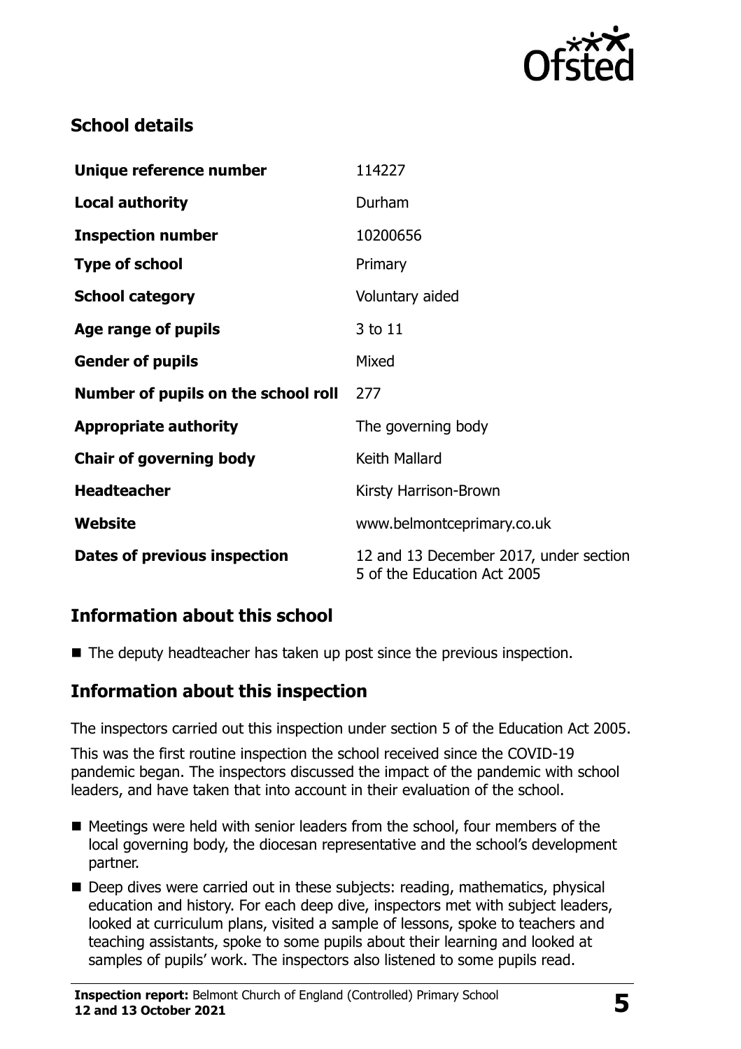## School details

| | |
|---|---|
| **Unique reference number** | 114227 |
| **Local authority** | Durham |
| **Inspection number** | 10200656 |
| **Type of school** | Primary |
| **School category** | Voluntary aided |
| **Age range of pupils** | 3 to 11 |
| **Gender of pupils** | Mixed |
| **Number of pupils on the school roll** | 277 |
| **Appropriate authority** | The governing body |
| **Chair of governing body** | Keith Mallard |
| **Headteacher** | Kirsty Harrison-Brown |
| **Website** | www.belmontceprimary.co.uk |
| **Dates of previous inspection** | 12 and 13 December 2017, under section 5 of the Education Act 2005 |

## Information about this school

- The deputy headteacher has taken up post since the previous inspection.

## Information about this inspection

The inspectors carried out this inspection under section 5 of the Education Act 2005.

This was the first routine inspection the school received since the COVID-19 pandemic began. The inspectors discussed the impact of the pandemic with school leaders, and have taken that into account in their evaluation of the school.

- Meetings were held with senior leaders from the school, four members of the local governing body, the diocesan representative and the school's development partner.
- Deep dives were carried out in these subjects: reading, mathematics, physical education and history. For each deep dive, inspectors met with subject leaders, looked at curriculum plans, visited a sample of lessons, spoke to teachers and teaching assistants, spoke to some pupils about their learning and looked at samples of pupils' work. The inspectors also listened to some pupils read.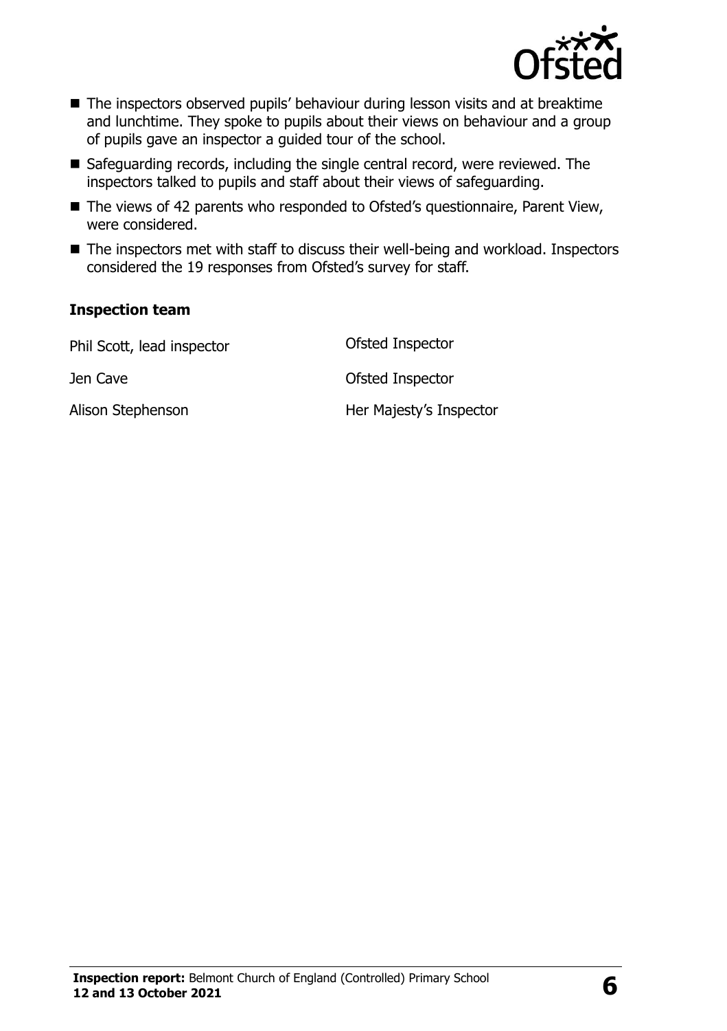- The inspectors observed pupils' behaviour during lesson visits and at breaktime and lunchtime. They spoke to pupils about their views on behaviour and a group of pupils gave an inspector a guided tour of the school.
- Safeguarding records, including the single central record, were reviewed. The inspectors talked to pupils and staff about their views of safeguarding.
- The views of 42 parents who responded to Ofsted's questionnaire, Parent View, were considered.
- The inspectors met with staff to discuss their well-being and workload. Inspectors considered the 19 responses from Ofsted's survey for staff.

### Inspection team

| | |
|---|---|
| Phil Scott, lead inspector | Ofsted Inspector |
| Jen Cave | Ofsted Inspector |
| Alison Stephenson | Her Majesty's Inspector |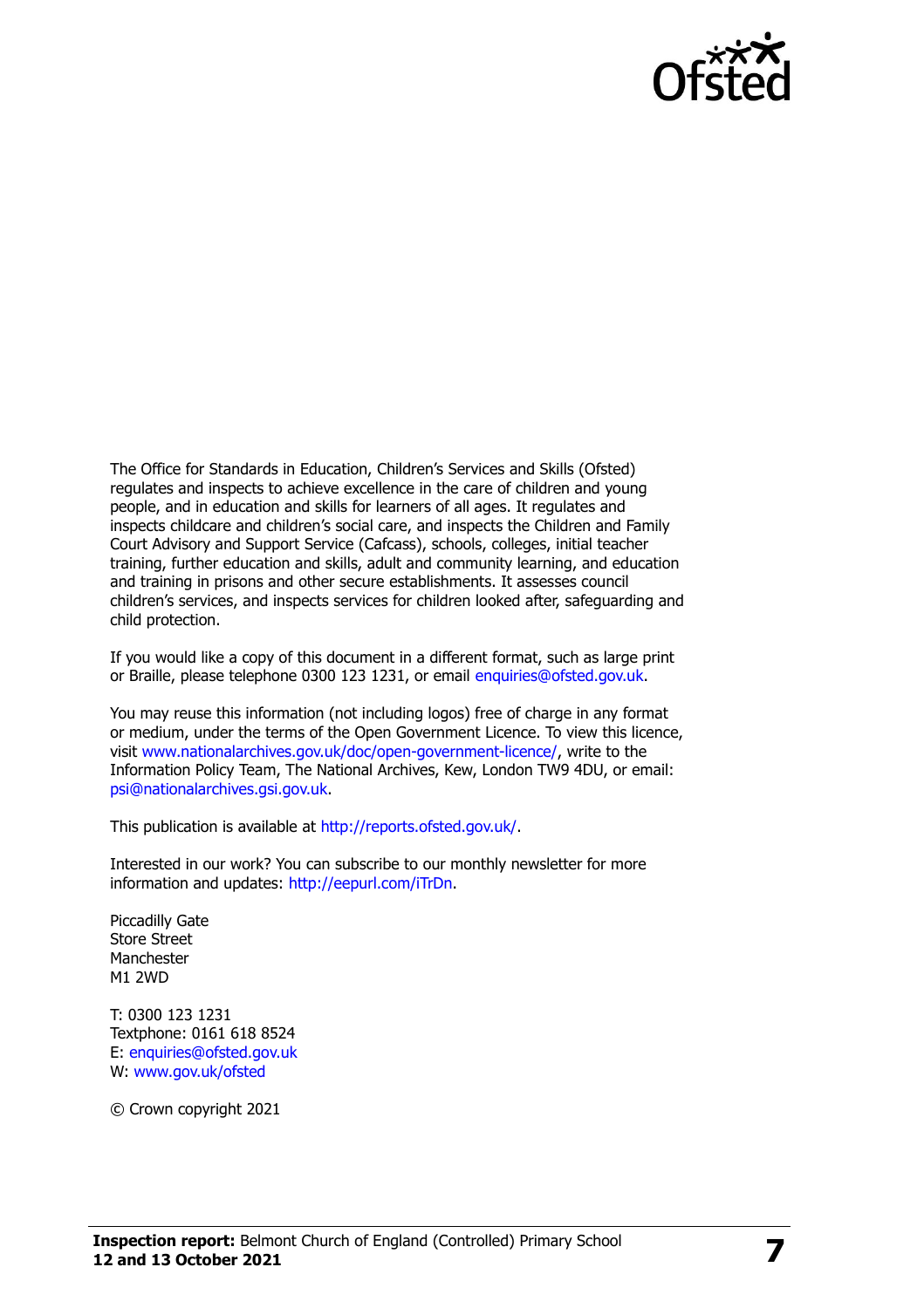The Office for Standards in Education, Children's Services and Skills (Ofsted) regulates and inspects to achieve excellence in the care of children and young people, and in education and skills for learners of all ages. It regulates and inspects childcare and children's social care, and inspects the Children and Family Court Advisory and Support Service (Cafcass), schools, colleges, initial teacher training, further education and skills, adult and community learning, and education and training in prisons and other secure establishments. It assesses council children's services, and inspects services for children looked after, safeguarding and child protection.

If you would like a copy of this document in a different format, such as large print or Braille, please telephone 0300 123 1231, or email enquiries@ofsted.gov.uk.

You may reuse this information (not including logos) free of charge in any format or medium, under the terms of the Open Government Licence. To view this licence, visit www.nationalarchives.gov.uk/doc/open-government-licence/, write to the Information Policy Team, The National Archives, Kew, London TW9 4DU, or email: psi@nationalarchives.gsi.gov.uk.

This publication is available at http://reports.ofsted.gov.uk/.

Interested in our work? You can subscribe to our monthly newsletter for more information and updates: http://eepurl.com/iTrDn.

Piccadilly Gate
Store Street
Manchester
M1 2WD

T: 0300 123 1231
Textphone: 0161 618 8524
E: enquiries@ofsted.gov.uk
W: www.gov.uk/ofsted

© Crown copyright 2021